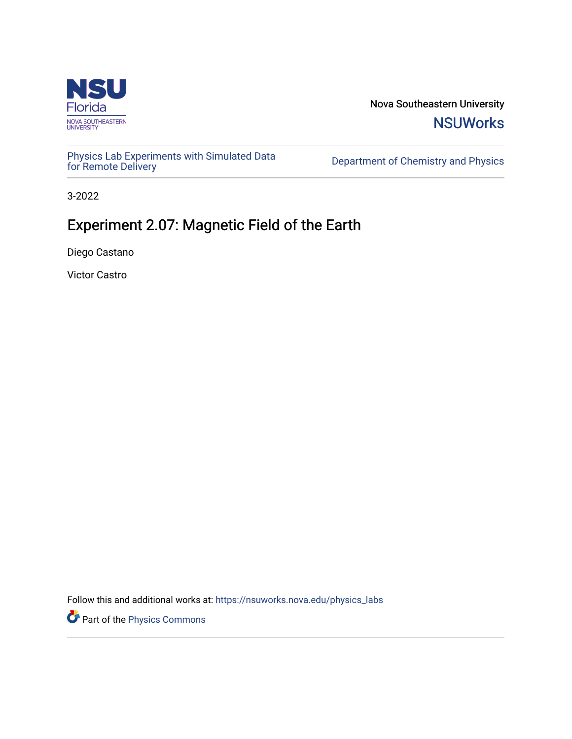Nova Southeastern University

NSUWorks

Physics Lab Experiments with Simulated Data for Remote Delivery

Department of Chemistry and Physics

3-2022

# Experiment 2.07: Magnetic Field of the Earth

Diego Castano

Victor Castro

Follow this and additional works at: https://nsuworks.nova.edu/physics_labs

Part of the Physics Commons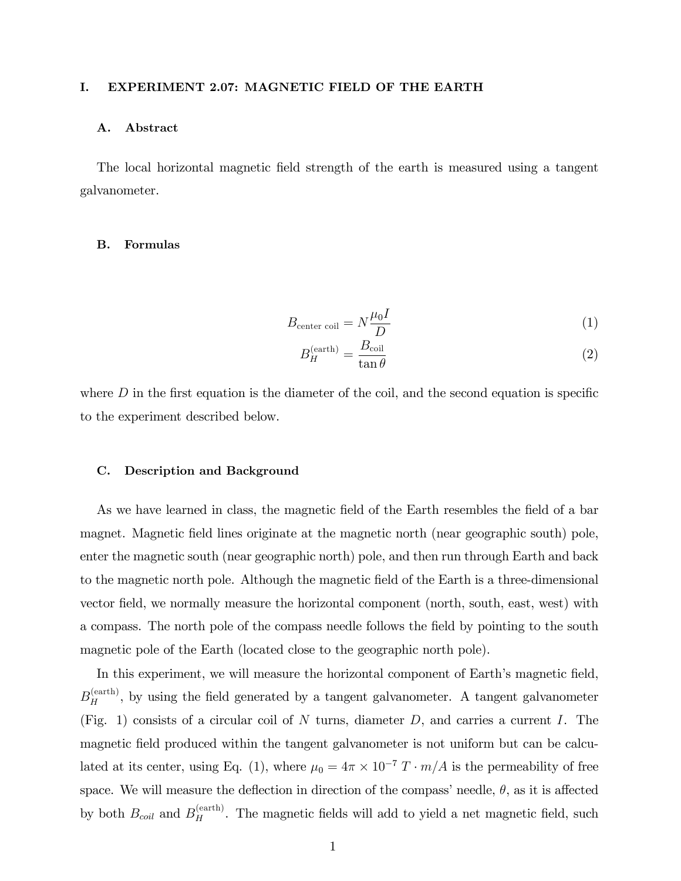# I. EXPERIMENT 2.07: MAGNETIC FIELD OF THE EARTH

## A. Abstract

The local horizontal magnetic field strength of the earth is measured using a tangent galvanometer.

## B. Formulas

$$B_{\text{center coil}} = N\frac{\mu_0 I}{D} \tag{1}$$

$$B_H^{(\text{earth})} = \frac{B_{\text{coil}}}{\tan\theta} \tag{2}$$

where $D$ in the first equation is the diameter of the coil, and the second equation is specific to the experiment described below.

## C. Description and Background

As we have learned in class, the magnetic field of the Earth resembles the field of a bar magnet. Magnetic field lines originate at the magnetic north (near geographic south) pole, enter the magnetic south (near geographic north) pole, and then run through Earth and back to the magnetic north pole. Although the magnetic field of the Earth is a three-dimensional vector field, we normally measure the horizontal component (north, south, east, west) with a compass. The north pole of the compass needle follows the field by pointing to the south magnetic pole of the Earth (located close to the geographic north pole).

In this experiment, we will measure the horizontal component of Earth's magnetic field, $B_H^{(\text{earth})}$, by using the field generated by a tangent galvanometer. A tangent galvanometer (Fig. 1) consists of a circular coil of $N$ turns, diameter $D$, and carries a current $I$. The magnetic field produced within the tangent galvanometer is not uniform but can be calculated at its center, using Eq. (1), where $\mu_0 = 4\pi \times 10^{-7}\ T \cdot m/A$ is the permeability of free space. We will measure the deflection in direction of the compass' needle, $\theta$, as it is affected by both $B_{coil}$ and $B_H^{(\text{earth})}$. The magnetic fields will add to yield a net magnetic field, such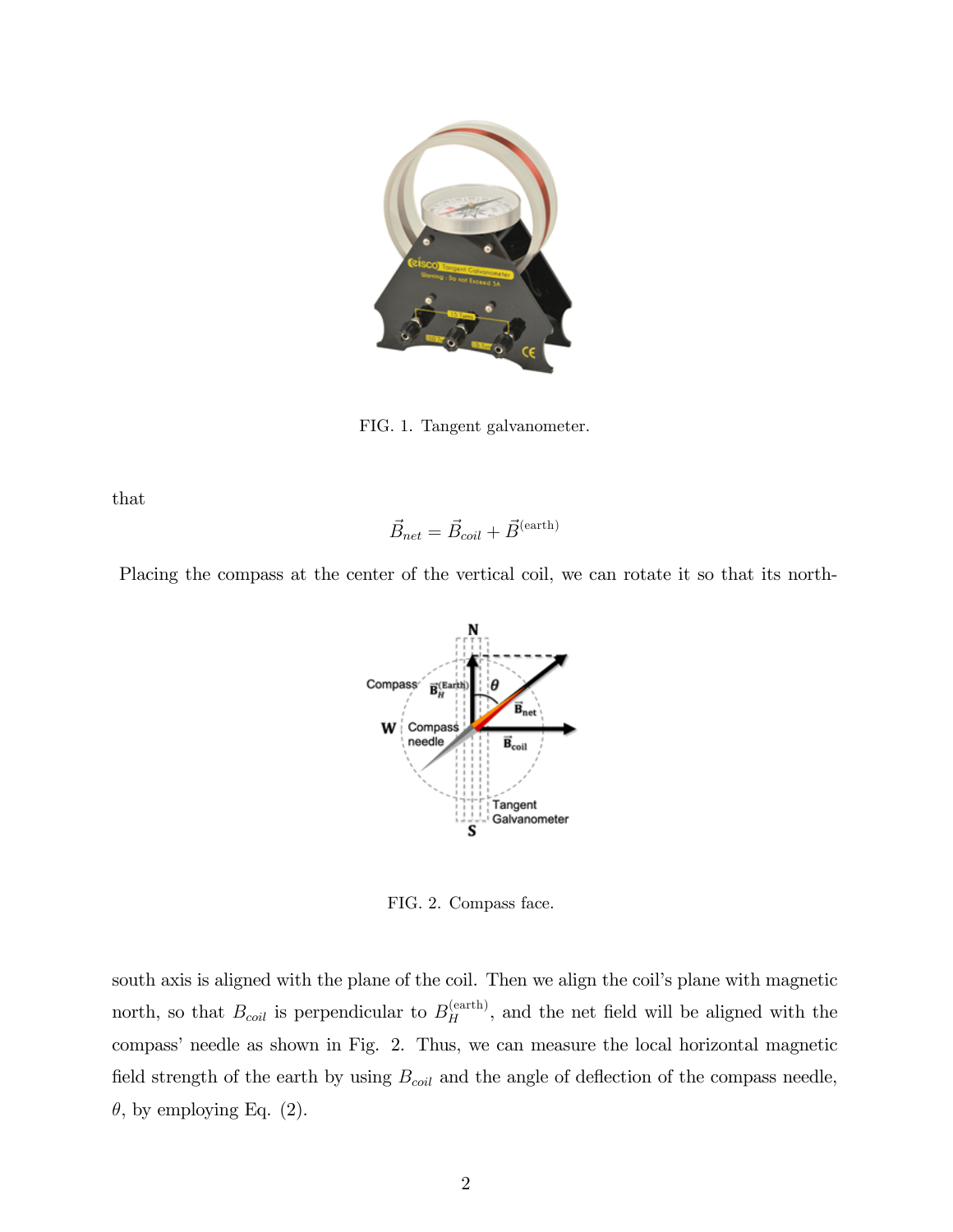FIG. 1. Tangent galvanometer.

that

$$\vec{B}_{net} = \vec{B}_{coil} + \vec{B}^{(\text{earth})}$$

Placing the compass at the center of the vertical coil, we can rotate it so that its north-

FIG. 2. Compass face.

south axis is aligned with the plane of the coil. Then we align the coil's plane with magnetic north, so that $B_{coil}$ is perpendicular to $B_H^{(\text{earth})}$, and the net field will be aligned with the compass' needle as shown in Fig. 2. Thus, we can measure the local horizontal magnetic field strength of the earth by using $B_{coil}$ and the angle of deflection of the compass needle, $\theta$, by employing Eq. (2).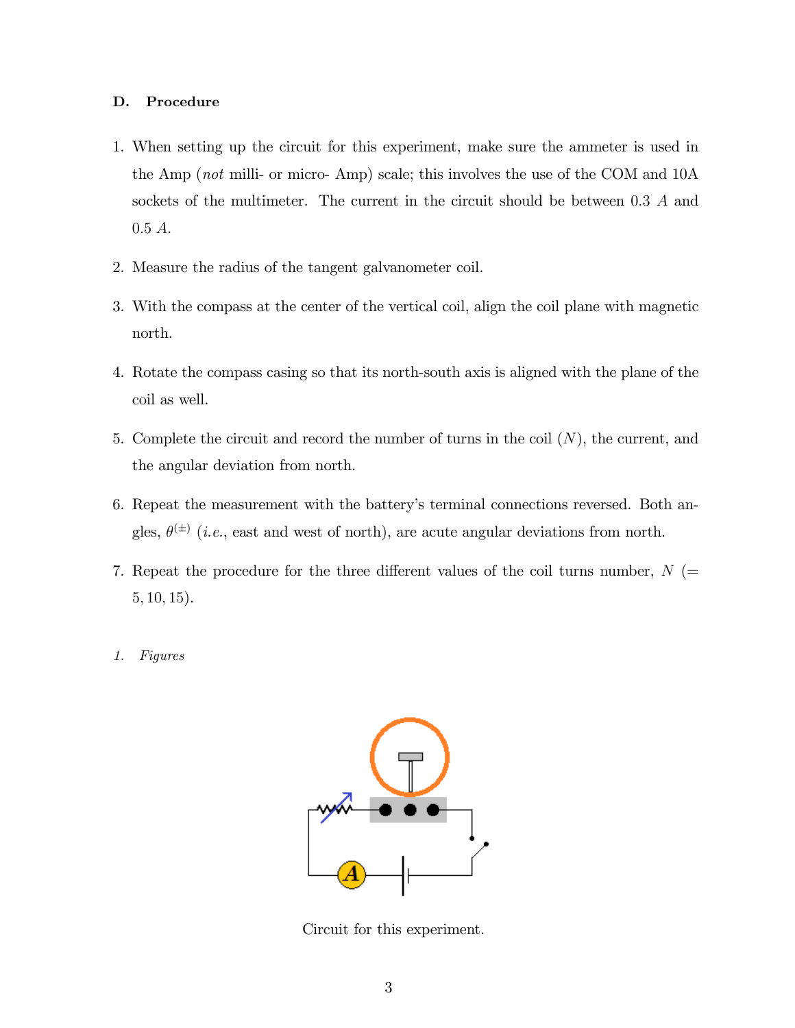### D. Procedure

1. When setting up the circuit for this experiment, make sure the ammeter is used in the Amp (*not* milli- or micro- Amp) scale; this involves the use of the COM and 10A sockets of the multimeter. The current in the circuit should be between 0.3 $A$ and 0.5 $A$.

2. Measure the radius of the tangent galvanometer coil.

3. With the compass at the center of the vertical coil, align the coil plane with magnetic north.

4. Rotate the compass casing so that its north-south axis is aligned with the plane of the coil as well.

5. Complete the circuit and record the number of turns in the coil ($N$), the current, and the angular deviation from north.

6. Repeat the measurement with the battery's terminal connections reversed. Both angles, $\theta^{(\pm)}$ (*i.e.*, east and west of north), are acute angular deviations from north.

7. Repeat the procedure for the three different values of the coil turns number, $N$ ($= 5, 10, 15$).

#### 1. *Figures*

Circuit for this experiment.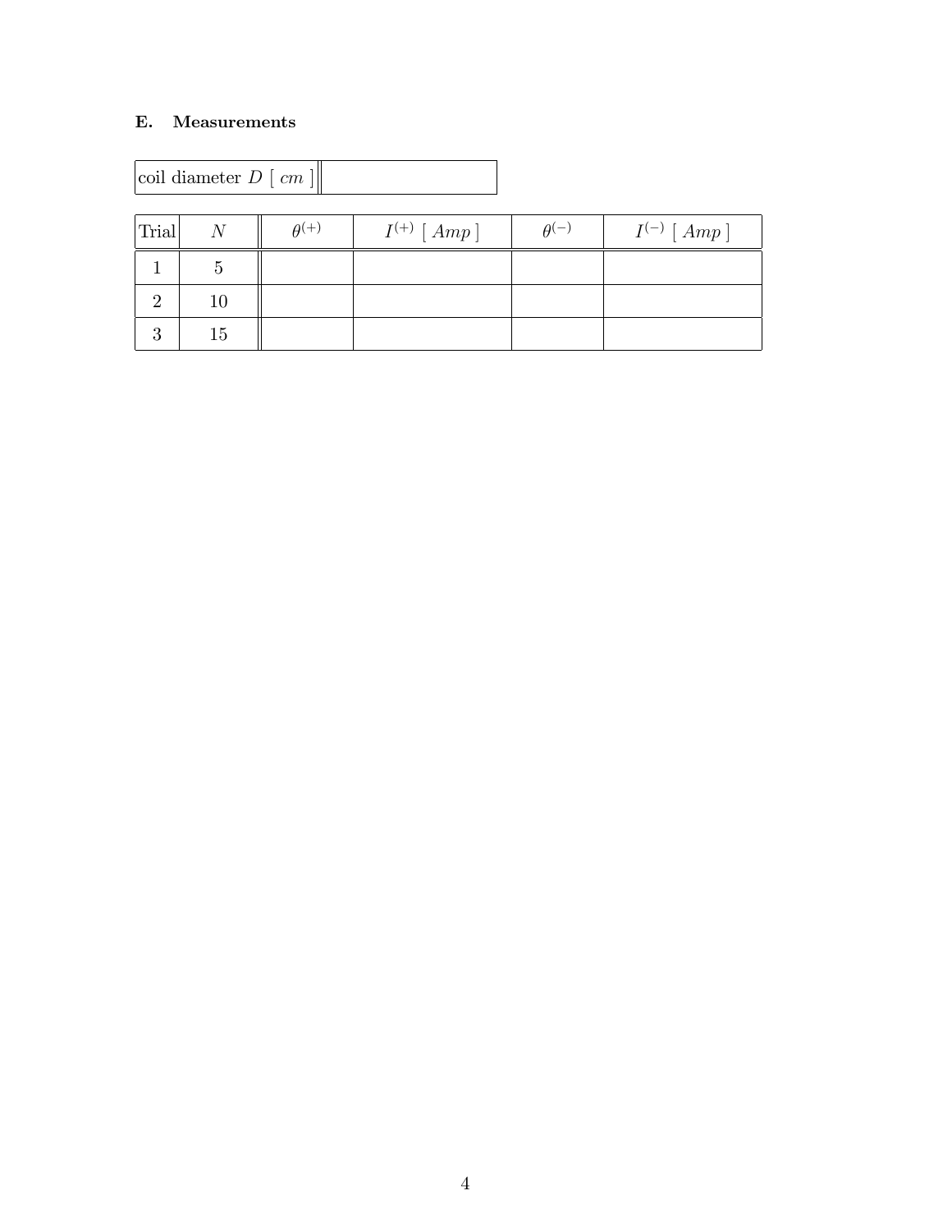## E. Measurements

| coil diameter $D$ [ $cm$ ] | |
|---|---|

| Trial | $N$ | $\theta^{(+)}$ | $I^{(+)}$ [ $Amp$ ] | $\theta^{(-)}$ | $I^{(-)}$ [ $Amp$ ] |
|---|---|---|---|---|---|
| 1 | 5 | | | | |
| 2 | 10 | | | | |
| 3 | 15 | | | | |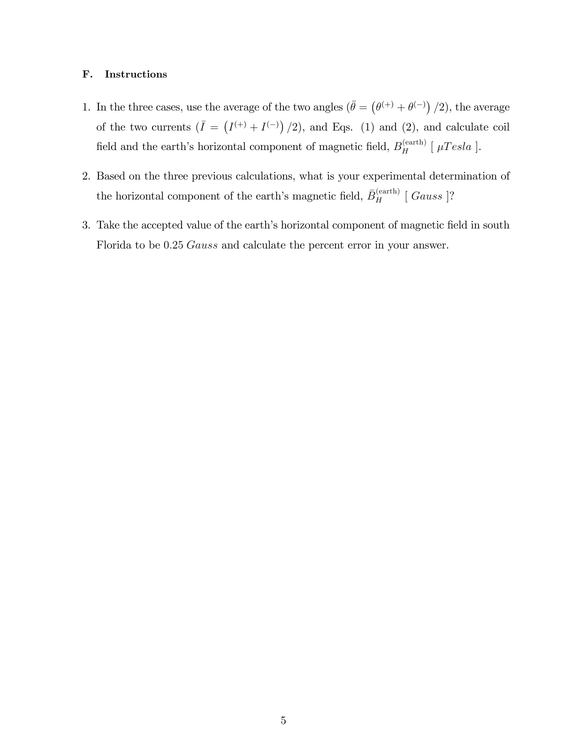### F. Instructions

1. In the three cases, use the average of the two angles ($\bar{\theta} = \left(\theta^{(+)} + \theta^{(-)}\right)/2$), the average of the two currents ($\bar{I} = \left(I^{(+)} + I^{(-)}\right)/2$), and Eqs. (1) and (2), and calculate coil field and the earth's horizontal component of magnetic field, $B_H^{(\text{earth})}$ [ $\mu Tesla$ ].

2. Based on the three previous calculations, what is your experimental determination of the horizontal component of the earth's magnetic field, $\bar{B}_H^{(\text{earth})}$ [ $Gauss$ ]?

3. Take the accepted value of the earth's horizontal component of magnetic field in south Florida to be 0.25 $Gauss$ and calculate the percent error in your answer.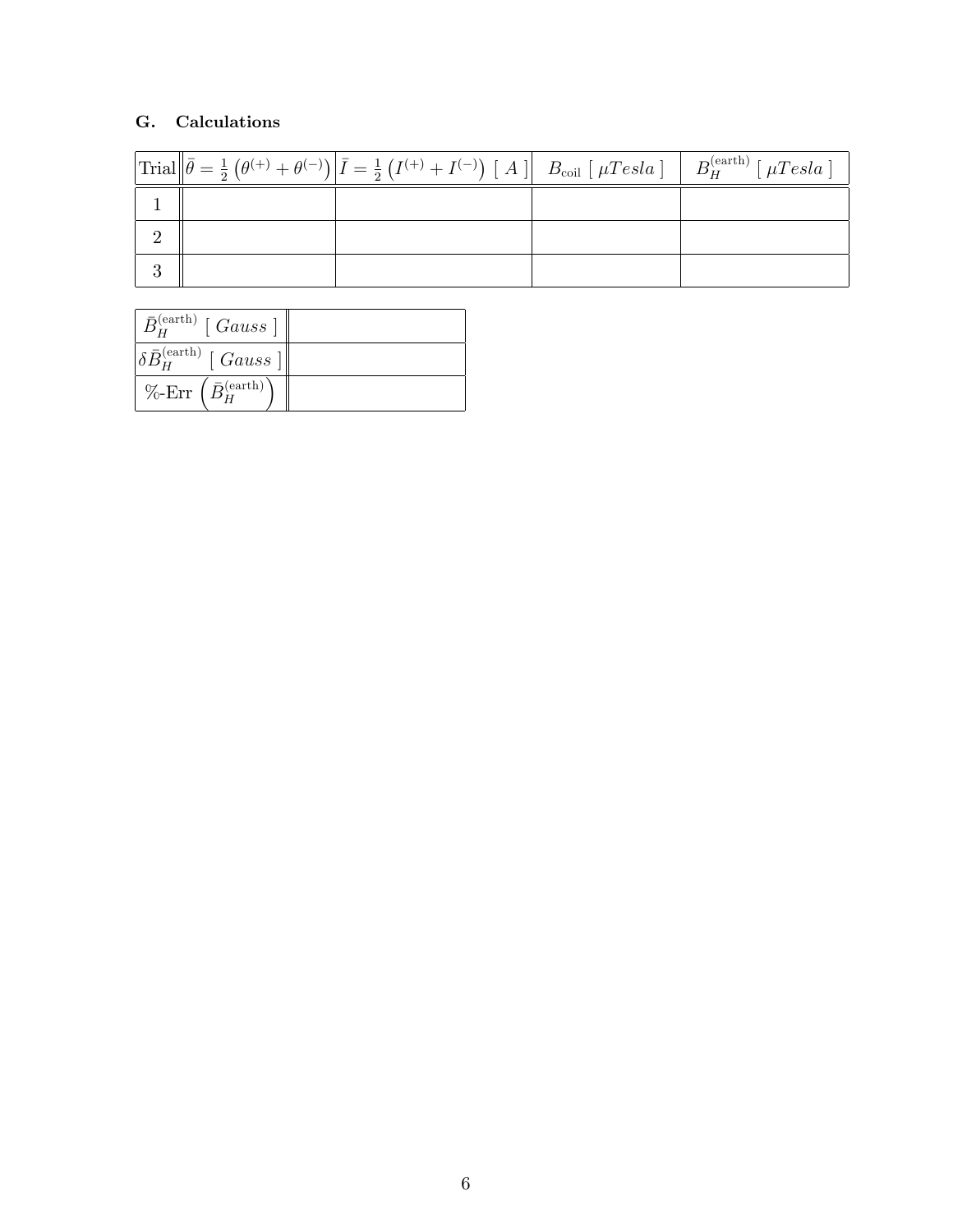### G. Calculations

| Trial | $\bar{\theta} = \frac{1}{2}\left(\theta^{(+)} + \theta^{(-)}\right)$ | $\bar{I} = \frac{1}{2}\left(I^{(+)} + I^{(-)}\right)$ [ $A$ ] | $B_{\text{coil}}$ [ $\mu Tesla$ ] | $B_H^{(\text{earth})}$ [ $\mu Tesla$ ] |
|---|---|---|---|---|
| 1 | | | | |
| 2 | | | | |
| 3 | | | | |

| | |
|---|---|
| $\bar{B}_H^{(\text{earth})}$ [ $Gauss$ ] | |
| $\delta\bar{B}_H^{(\text{earth})}$ [ $Gauss$ ] | |
| %-Err $\left(\bar{B}_H^{(\text{earth})}\right)$ | |